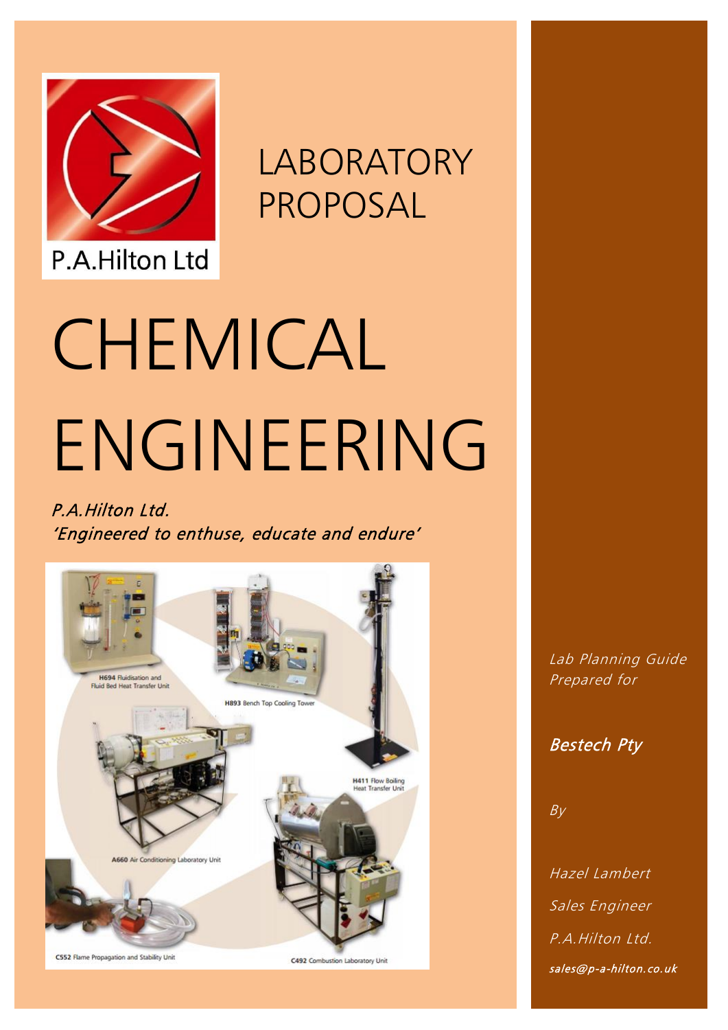P.A.Hilton Ltd

# LABORATORY PROPOSAL

# CHEMICAL ENGINEERING

*P.A.Hilton Ltd.*
*'Engineered to enthuse, educate and endure'*

H694 Fluidisation and Fluid Bed Heat Transfer Unit

H893 Bench Top Cooling Tower

H411 Flow Boiling Heat Transfer Unit

A660 Air Conditioning Laboratory Unit

C552 Flame Propagation and Stability Unit

C492 Combustion Laboratory Unit

*Lab Planning Guide Prepared for*

***Bestech Pty***

*By*

*Hazel Lambert*

*Sales Engineer*

*P.A.Hilton Ltd.*

***sales@p-a-hilton.co.uk***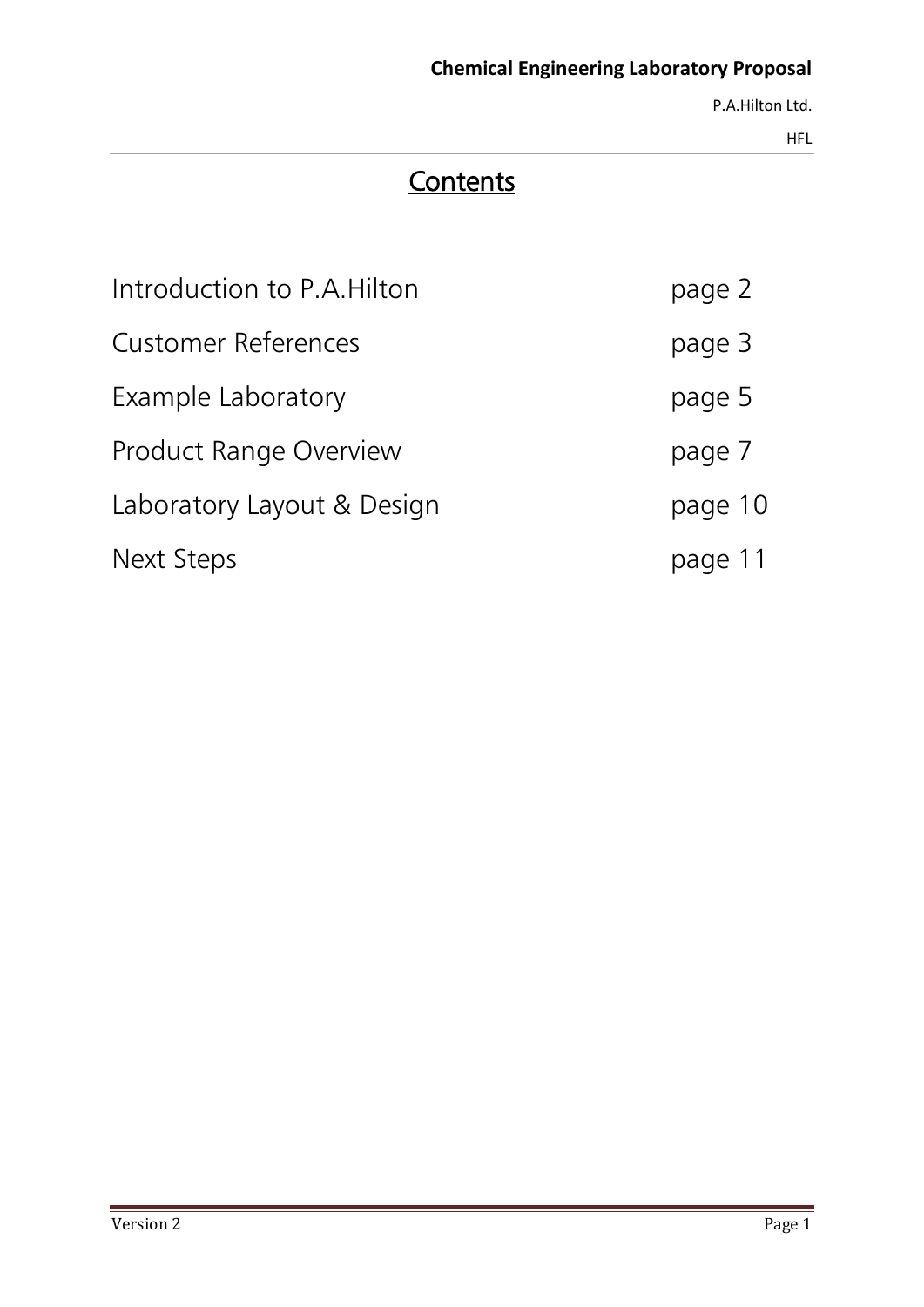# Contents

| | |
|---|---|
| Introduction to P.A.Hilton | page 2 |
| Customer References | page 3 |
| Example Laboratory | page 5 |
| Product Range Overview | page 7 |
| Laboratory Layout & Design | page 10 |
| Next Steps | page 11 |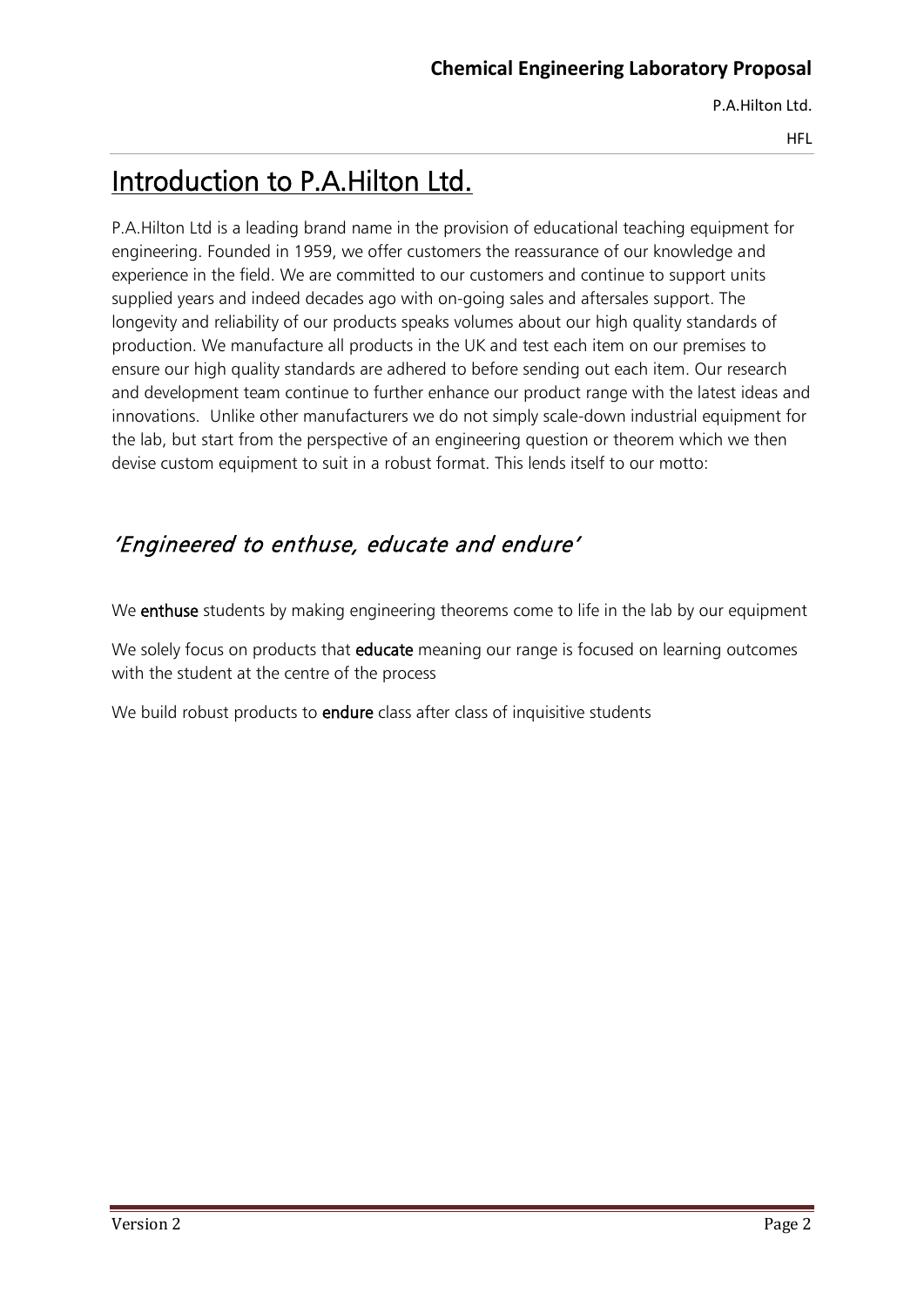# Introduction to P.A.Hilton Ltd.

P.A.Hilton Ltd is a leading brand name in the provision of educational teaching equipment for engineering. Founded in 1959, we offer customers the reassurance of our knowledge and experience in the field. We are committed to our customers and continue to support units supplied years and indeed decades ago with on-going sales and aftersales support. The longevity and reliability of our products speaks volumes about our high quality standards of production. We manufacture all products in the UK and test each item on our premises to ensure our high quality standards are adhered to before sending out each item. Our research and development team continue to further enhance our product range with the latest ideas and innovations. Unlike other manufacturers we do not simply scale-down industrial equipment for the lab, but start from the perspective of an engineering question or theorem which we then devise custom equipment to suit in a robust format. This lends itself to our motto:

## *'Engineered to enthuse, educate and endure'*

We **enthuse** students by making engineering theorems come to life in the lab by our equipment

We solely focus on products that **educate** meaning our range is focused on learning outcomes with the student at the centre of the process

We build robust products to **endure** class after class of inquisitive students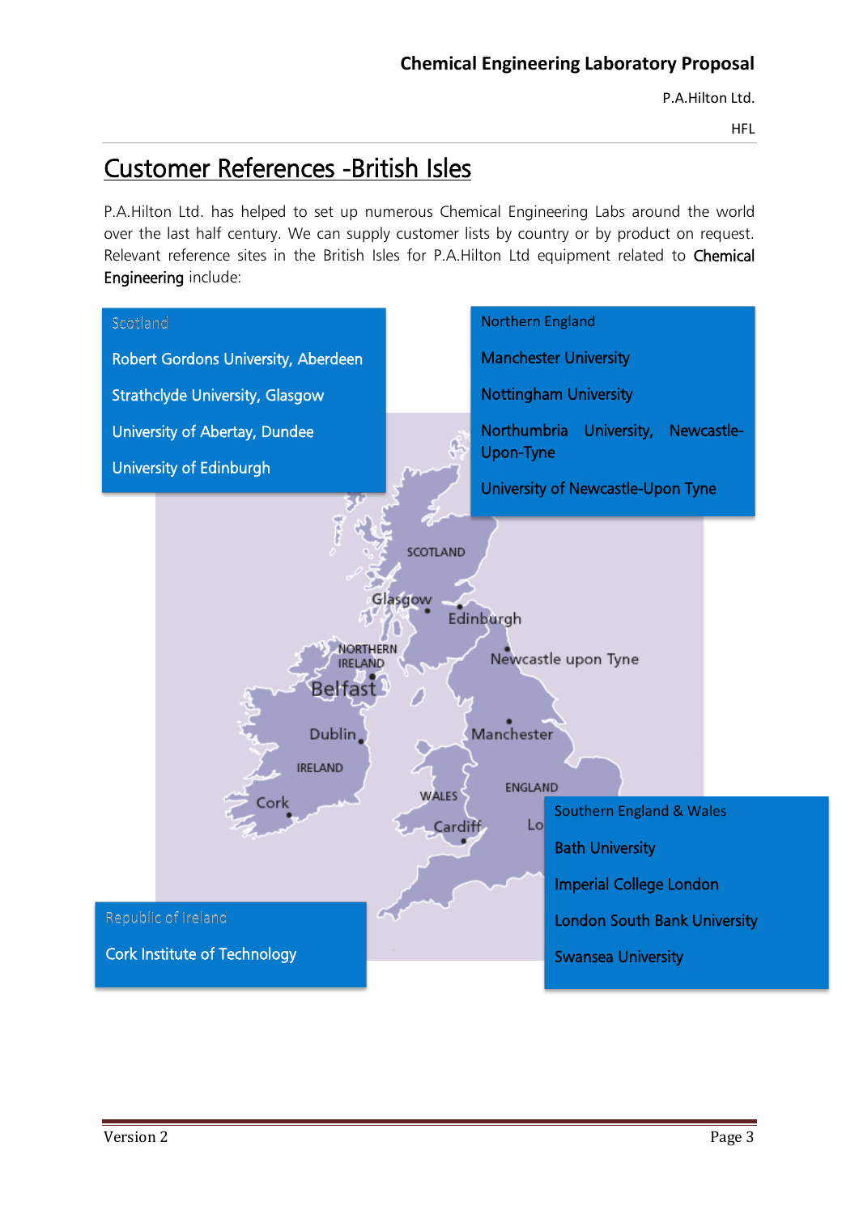# Customer References -British Isles

P.A.Hilton Ltd. has helped to set up numerous Chemical Engineering Labs around the world over the last half century. We can supply customer lists by country or by product on request. Relevant reference sites in the British Isles for P.A.Hilton Ltd equipment related to **Chemical Engineering** include:

**Scotland**

- Robert Gordons University, Aberdeen
- Strathclyde University, Glasgow
- University of Abertay, Dundee
- University of Edinburgh

**Northern England**

- Manchester University
- Nottingham University
- Northumbria University, Newcastle-Upon-Tyne
- University of Newcastle-Upon Tyne

**Southern England & Wales**

- Bath University
- Imperial College London
- London South Bank University
- Swansea University

**Republic of Ireland**

- Cork Institute of Technology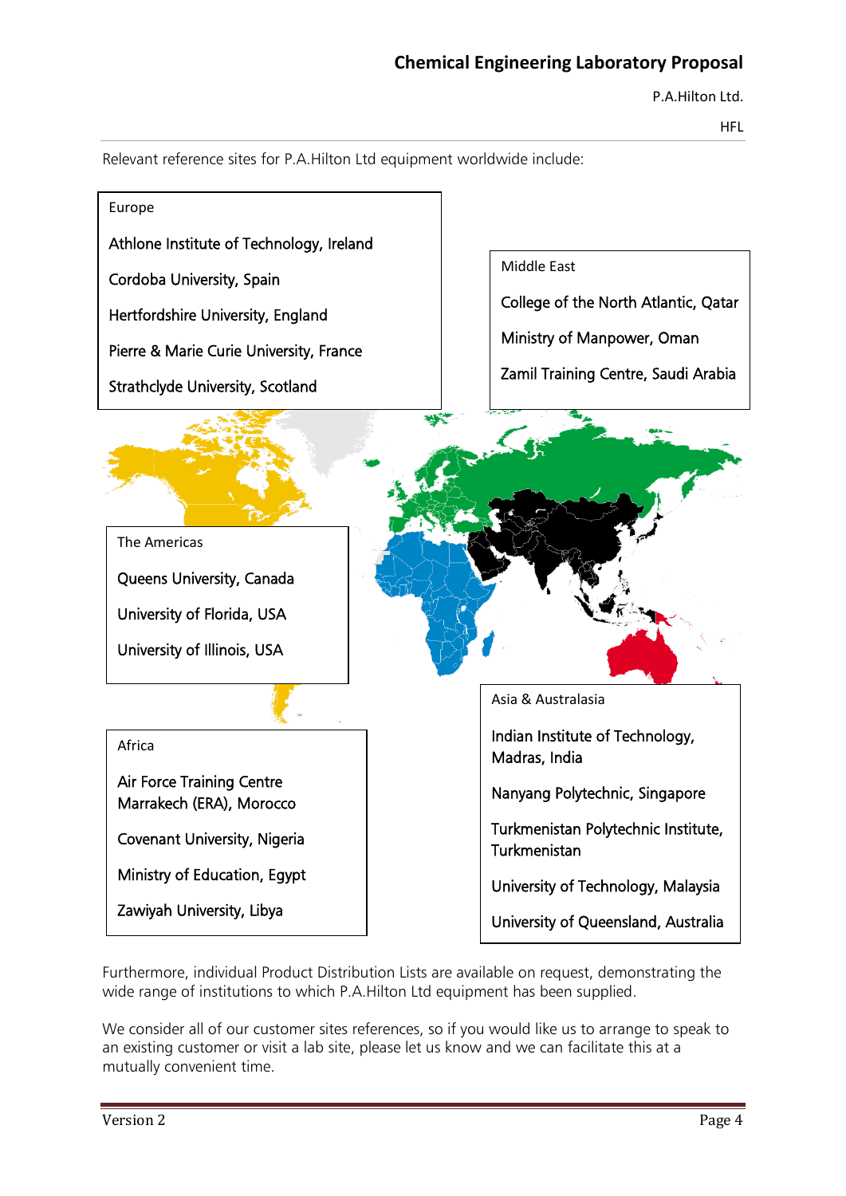Relevant reference sites for P.A.Hilton Ltd equipment worldwide include:

**Europe**

- Athlone Institute of Technology, Ireland
- Cordoba University, Spain
- Hertfordshire University, England
- Pierre & Marie Curie University, France
- Strathclyde University, Scotland

**Middle East**

- College of the North Atlantic, Qatar
- Ministry of Manpower, Oman
- Zamil Training Centre, Saudi Arabia

**The Americas**

- Queens University, Canada
- University of Florida, USA
- University of Illinois, USA

**Africa**

- Air Force Training Centre Marrakech (ERA), Morocco
- Covenant University, Nigeria
- Ministry of Education, Egypt
- Zawiyah University, Libya

**Asia & Australasia**

- Indian Institute of Technology, Madras, India
- Nanyang Polytechnic, Singapore
- Turkmenistan Polytechnic Institute, Turkmenistan
- University of Technology, Malaysia
- University of Queensland, Australia

Furthermore, individual Product Distribution Lists are available on request, demonstrating the wide range of institutions to which P.A.Hilton Ltd equipment has been supplied.

We consider all of our customer sites references, so if you would like us to arrange to speak to an existing customer or visit a lab site, please let us know and we can facilitate this at a mutually convenient time.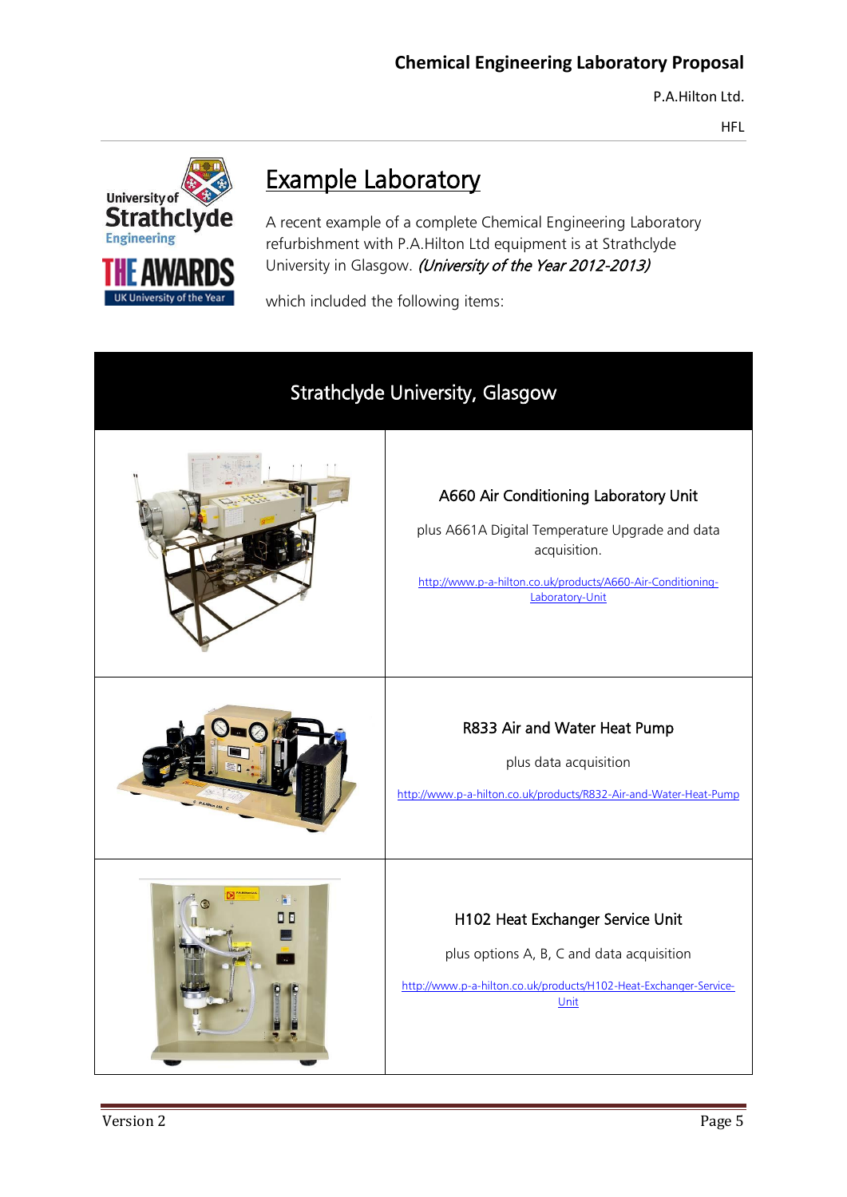# Example Laboratory

A recent example of a complete Chemical Engineering Laboratory refurbishment with P.A.Hilton Ltd equipment is at Strathclyde University in Glasgow. *(University of the Year 2012-2013)*

which included the following items:

| Strathclyde University, Glasgow | |
|---|---|
| | **A660 Air Conditioning Laboratory Unit**<br><br>plus A661A Digital Temperature Upgrade and data acquisition.<br><br>http://www.p-a-hilton.co.uk/products/A660-Air-Conditioning-Laboratory-Unit |
| | **R833 Air and Water Heat Pump**<br><br>plus data acquisition<br><br>http://www.p-a-hilton.co.uk/products/R832-Air-and-Water-Heat-Pump |
| | **H102 Heat Exchanger Service Unit**<br><br>plus options A, B, C and data acquisition<br><br>http://www.p-a-hilton.co.uk/products/H102-Heat-Exchanger-Service-Unit |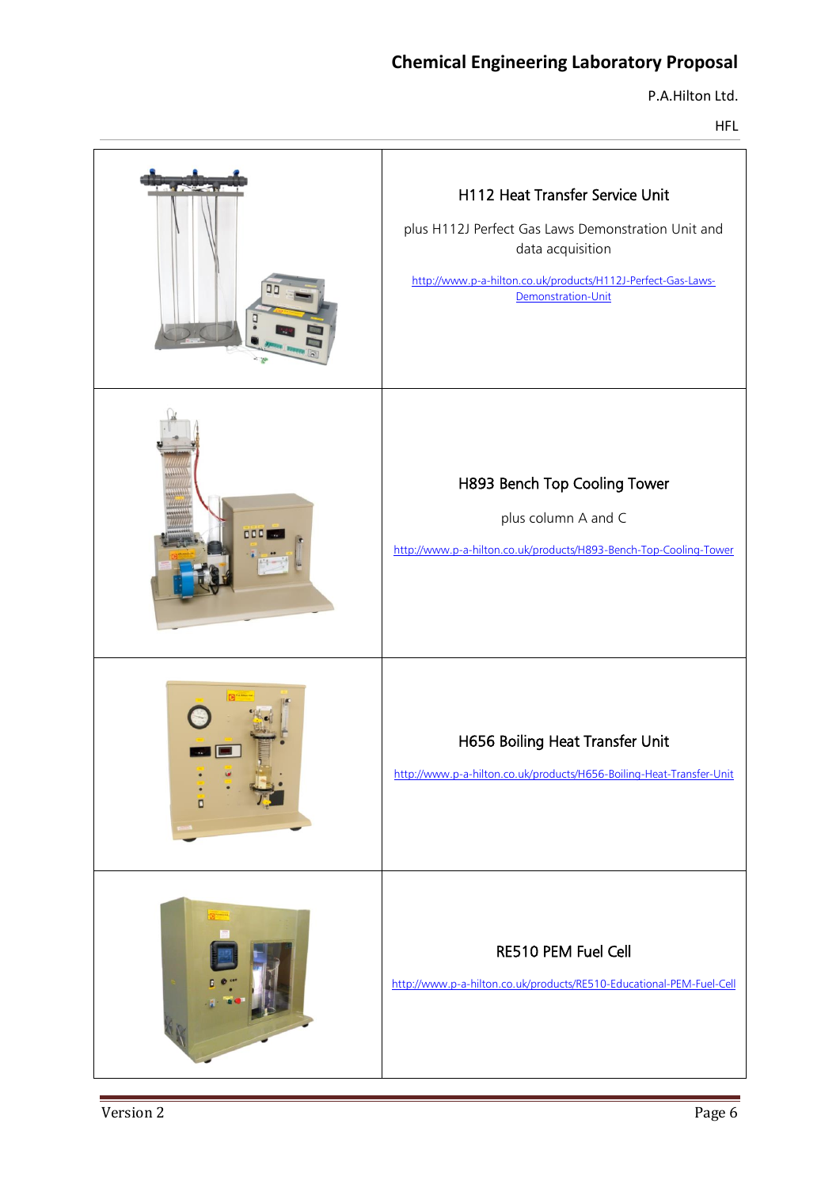| | |
|---|---|
| | **H112 Heat Transfer Service Unit**<br><br>plus H112J Perfect Gas Laws Demonstration Unit and data acquisition<br><br>http://www.p-a-hilton.co.uk/products/H112J-Perfect-Gas-Laws-Demonstration-Unit |
| | **H893 Bench Top Cooling Tower**<br><br>plus column A and C<br><br>http://www.p-a-hilton.co.uk/products/H893-Bench-Top-Cooling-Tower |
| | **H656 Boiling Heat Transfer Unit**<br><br>http://www.p-a-hilton.co.uk/products/H656-Boiling-Heat-Transfer-Unit |
| | **RE510 PEM Fuel Cell**<br><br>http://www.p-a-hilton.co.uk/products/RE510-Educational-PEM-Fuel-Cell |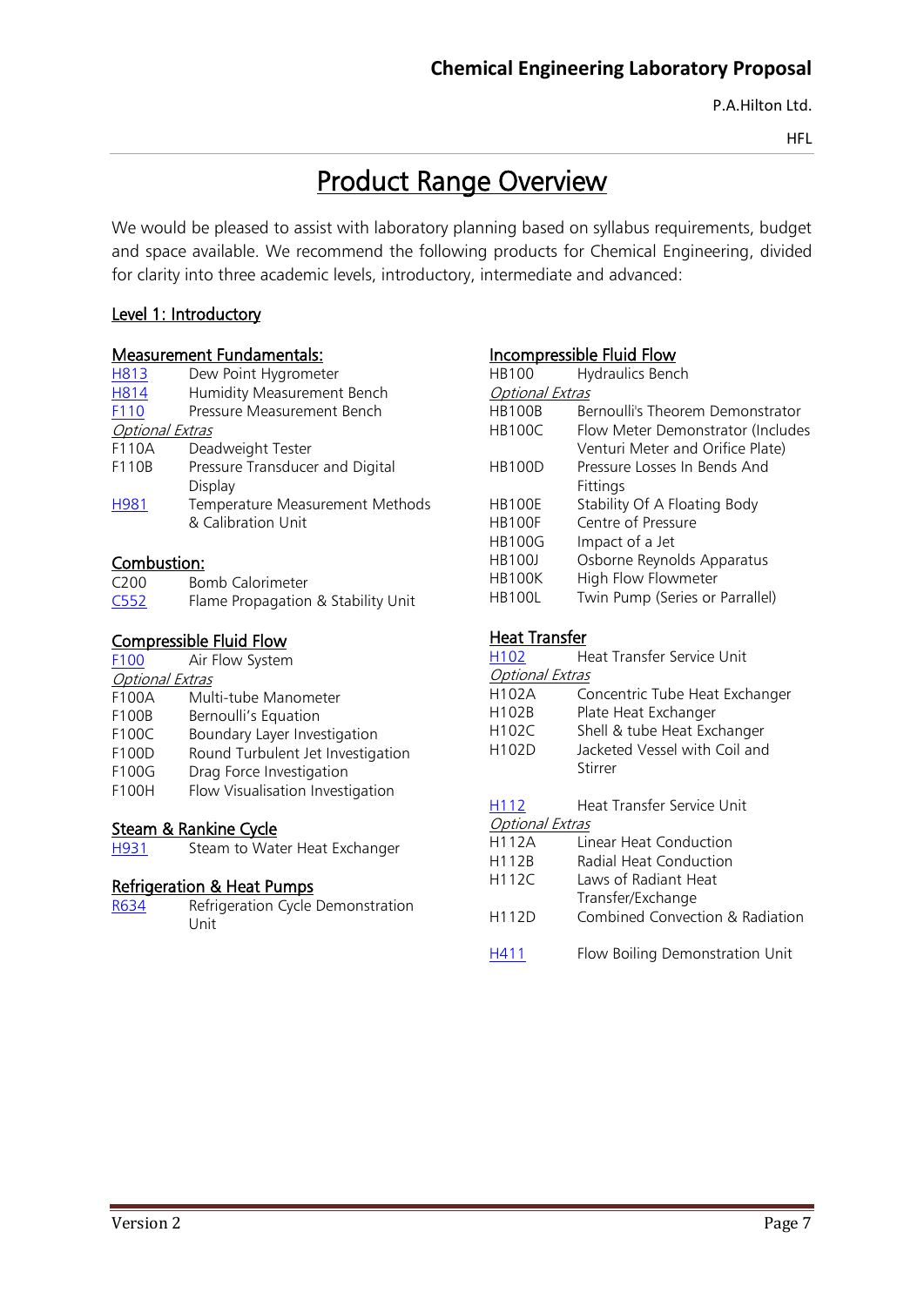# Product Range Overview

We would be pleased to assist with laboratory planning based on syllabus requirements, budget and space available. We recommend the following products for Chemical Engineering, divided for clarity into three academic levels, introductory, intermediate and advanced:

## Level 1: Introductory

### Measurement Fundamentals:

| | |
|---|---|
| H813 | Dew Point Hygrometer |
| H814 | Humidity Measurement Bench |
| F110 | Pressure Measurement Bench |
| *Optional Extras* | |
| F110A | Deadweight Tester |
| F110B | Pressure Transducer and Digital Display |
| H981 | Temperature Measurement Methods & Calibration Unit |

### Combustion:

| | |
|---|---|
| C200 | Bomb Calorimeter |
| C552 | Flame Propagation & Stability Unit |

### Compressible Fluid Flow

| | |
|---|---|
| F100 | Air Flow System |
| *Optional Extras* | |
| F100A | Multi-tube Manometer |
| F100B | Bernoulli's Equation |
| F100C | Boundary Layer Investigation |
| F100D | Round Turbulent Jet Investigation |
| F100G | Drag Force Investigation |
| F100H | Flow Visualisation Investigation |

### Steam & Rankine Cycle

| | |
|---|---|
| H931 | Steam to Water Heat Exchanger |

### Refrigeration & Heat Pumps

| | |
|---|---|
| R634 | Refrigeration Cycle Demonstration Unit |

### Incompressible Fluid Flow

| | |
|---|---|
| HB100 | Hydraulics Bench |
| *Optional Extras* | |
| HB100B | Bernoulli's Theorem Demonstrator |
| HB100C | Flow Meter Demonstrator (Includes Venturi Meter and Orifice Plate) |
| HB100D | Pressure Losses In Bends And Fittings |
| HB100E | Stability Of A Floating Body |
| HB100F | Centre of Pressure |
| HB100G | Impact of a Jet |
| HB100J | Osborne Reynolds Apparatus |
| HB100K | High Flow Flowmeter |
| HB100L | Twin Pump (Series or Parrallel) |

### Heat Transfer

| | |
|---|---|
| H102 | Heat Transfer Service Unit |
| *Optional Extras* | |
| H102A | Concentric Tube Heat Exchanger |
| H102B | Plate Heat Exchanger |
| H102C | Shell & tube Heat Exchanger |
| H102D | Jacketed Vessel with Coil and Stirrer |

| | |
|---|---|
| H112 | Heat Transfer Service Unit |
| *Optional Extras* | |
| H112A | Linear Heat Conduction |
| H112B | Radial Heat Conduction |
| H112C | Laws of Radiant Heat Transfer/Exchange |
| H112D | Combined Convection & Radiation |

| | |
|---|---|
| H411 | Flow Boiling Demonstration Unit |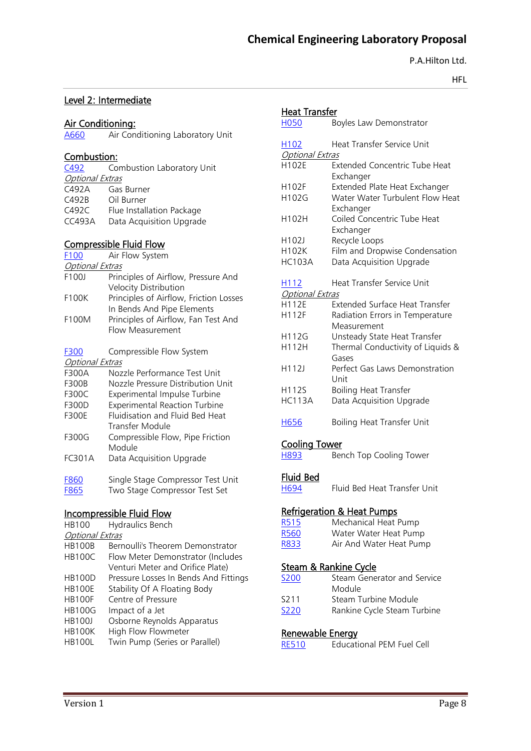## Level 2: Intermediate

### Air Conditioning:

| | |
|---|---|
| A660 | Air Conditioning Laboratory Unit |

### Combustion:

| | |
|---|---|
| C492 | Combustion Laboratory Unit |
| *Optional Extras* | |
| C492A | Gas Burner |
| C492B | Oil Burner |
| C492C | Flue Installation Package |
| CC493A | Data Acquisition Upgrade |

### Compressible Fluid Flow

| | |
|---|---|
| F100 | Air Flow System |
| *Optional Extras* | |
| F100J | Principles of Airflow, Pressure And Velocity Distribution |
| F100K | Principles of Airflow, Friction Losses In Bends And Pipe Elements |
| F100M | Principles of Airflow, Fan Test And Flow Measurement |
| | |
| F300 | Compressible Flow System |
| *Optional Extras* | |
| F300A | Nozzle Performance Test Unit |
| F300B | Nozzle Pressure Distribution Unit |
| F300C | Experimental Impulse Turbine |
| F300D | Experimental Reaction Turbine |
| F300E | Fluidisation and Fluid Bed Heat Transfer Module |
| F300G | Compressible Flow, Pipe Friction Module |
| FC301A | Data Acquisition Upgrade |
| | |
| F860 | Single Stage Compressor Test Unit |
| F865 | Two Stage Compressor Test Set |

### Incompressible Fluid Flow

| | |
|---|---|
| HB100 | Hydraulics Bench |
| *Optional Extras* | |
| HB100B | Bernoulli's Theorem Demonstrator |
| HB100C | Flow Meter Demonstrator (Includes Venturi Meter and Orifice Plate) |
| HB100D | Pressure Losses In Bends And Fittings |
| HB100E | Stability Of A Floating Body |
| HB100F | Centre of Pressure |
| HB100G | Impact of a Jet |
| HB100J | Osborne Reynolds Apparatus |
| HB100K | High Flow Flowmeter |
| HB100L | Twin Pump (Series or Parallel) |

### Heat Transfer

| | |
|---|---|
| H050 | Boyles Law Demonstrator |
| | |
| H102 | Heat Transfer Service Unit |
| *Optional Extras* | |
| H102E | Extended Concentric Tube Heat Exchanger |
| H102F | Extended Plate Heat Exchanger |
| H102G | Water Water Turbulent Flow Heat Exchanger |
| H102H | Coiled Concentric Tube Heat Exchanger |
| H102J | Recycle Loops |
| H102K | Film and Dropwise Condensation |
| HC103A | Data Acquisition Upgrade |
| | |
| H112 | Heat Transfer Service Unit |
| *Optional Extras* | |
| H112E | Extended Surface Heat Transfer |
| H112F | Radiation Errors in Temperature Measurement |
| H112G | Unsteady State Heat Transfer |
| H112H | Thermal Conductivity of Liquids & Gases |
| H112J | Perfect Gas Laws Demonstration Unit |
| H112S | Boiling Heat Transfer |
| HC113A | Data Acquisition Upgrade |
| | |
| H656 | Boiling Heat Transfer Unit |

### Cooling Tower

| | |
|---|---|
| H893 | Bench Top Cooling Tower |

### Fluid Bed

| | |
|---|---|
| H694 | Fluid Bed Heat Transfer Unit |

### Refrigeration & Heat Pumps

| | |
|---|---|
| R515 | Mechanical Heat Pump |
| R560 | Water Water Heat Pump |
| R833 | Air And Water Heat Pump |

### Steam & Rankine Cycle

| | |
|---|---|
| S200 | Steam Generator and Service Module |
| S211 | Steam Turbine Module |
| S220 | Rankine Cycle Steam Turbine |

### Renewable Energy

| | |
|---|---|
| RE510 | Educational PEM Fuel Cell |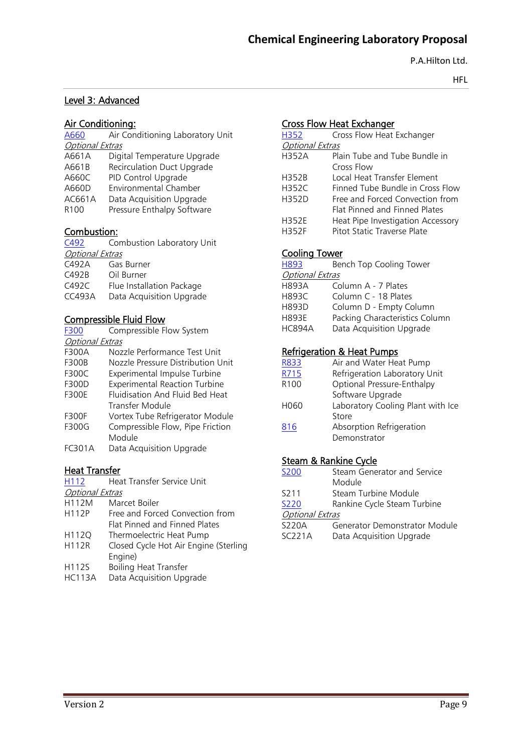## Level 3: Advanced

### Air Conditioning:

| | |
|---|---|
| A660 | Air Conditioning Laboratory Unit |
| *Optional Extras* | |
| A661A | Digital Temperature Upgrade |
| A661B | Recirculation Duct Upgrade |
| A660C | PID Control Upgrade |
| A660D | Environmental Chamber |
| AC661A | Data Acquisition Upgrade |
| R100 | Pressure Enthalpy Software |

### Combustion:

| | |
|---|---|
| C492 | Combustion Laboratory Unit |
| *Optional Extras* | |
| C492A | Gas Burner |
| C492B | Oil Burner |
| C492C | Flue Installation Package |
| CC493A | Data Acquisition Upgrade |

### Compressible Fluid Flow

| | |
|---|---|
| F300 | Compressible Flow System |
| *Optional Extras* | |
| F300A | Nozzle Performance Test Unit |
| F300B | Nozzle Pressure Distribution Unit |
| F300C | Experimental Impulse Turbine |
| F300D | Experimental Reaction Turbine |
| F300E | Fluidisation And Fluid Bed Heat Transfer Module |
| F300F | Vortex Tube Refrigerator Module |
| F300G | Compressible Flow, Pipe Friction Module |
| FC301A | Data Acquisition Upgrade |

### Heat Transfer

| | |
|---|---|
| H112 | Heat Transfer Service Unit |
| *Optional Extras* | |
| H112M | Marcet Boiler |
| H112P | Free and Forced Convection from Flat Pinned and Finned Plates |
| H112Q | Thermoelectric Heat Pump |
| H112R | Closed Cycle Hot Air Engine (Sterling Engine) |
| H112S | Boiling Heat Transfer |
| HC113A | Data Acquisition Upgrade |

### Cross Flow Heat Exchanger

| | |
|---|---|
| H352 | Cross Flow Heat Exchanger |
| *Optional Extras* | |
| H352A | Plain Tube and Tube Bundle in Cross Flow |
| H352B | Local Heat Transfer Element |
| H352C | Finned Tube Bundle in Cross Flow |
| H352D | Free and Forced Convection from Flat Pinned and Finned Plates |
| H352E | Heat Pipe Investigation Accessory |
| H352F | Pitot Static Traverse Plate |

### Cooling Tower

| | |
|---|---|
| H893 | Bench Top Cooling Tower |
| *Optional Extras* | |
| H893A | Column A - 7 Plates |
| H893C | Column C - 18 Plates |
| H893D | Column D - Empty Column |
| H893E | Packing Characteristics Column |
| HC894A | Data Acquisition Upgrade |

### Refrigeration & Heat Pumps

| | |
|---|---|
| R833 | Air and Water Heat Pump |
| R715 | Refrigeration Laboratory Unit |
| R100 | Optional Pressure-Enthalpy Software Upgrade |
| H060 | Laboratory Cooling Plant with Ice Store |
| 816 | Absorption Refrigeration Demonstrator |

### Steam & Rankine Cycle

| | |
|---|---|
| S200 | Steam Generator and Service Module |
| S211 | Steam Turbine Module |
| S220 | Rankine Cycle Steam Turbine |
| *Optional Extras* | |
| S220A | Generator Demonstrator Module |
| SC221A | Data Acquisition Upgrade |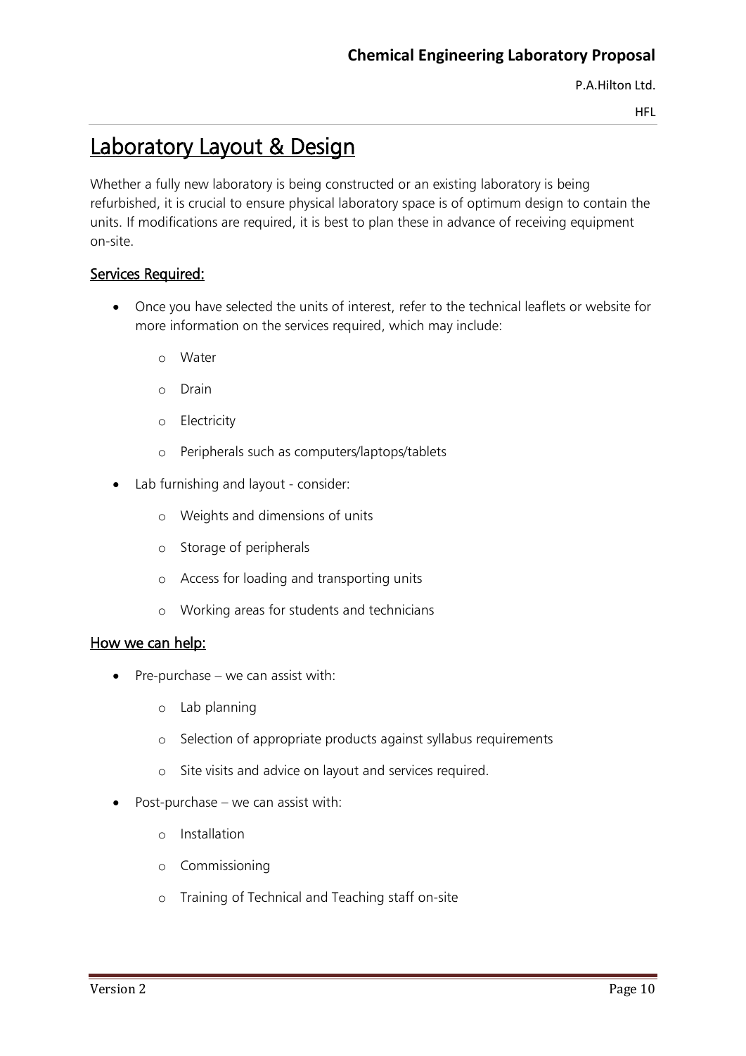# Laboratory Layout & Design

Whether a fully new laboratory is being constructed or an existing laboratory is being refurbished, it is crucial to ensure physical laboratory space is of optimum design to contain the units. If modifications are required, it is best to plan these in advance of receiving equipment on-site.

## Services Required:

- Once you have selected the units of interest, refer to the technical leaflets or website for more information on the services required, which may include:
  - Water
  - Drain
  - Electricity
  - Peripherals such as computers/laptops/tablets
- Lab furnishing and layout - consider:
  - Weights and dimensions of units
  - Storage of peripherals
  - Access for loading and transporting units
  - Working areas for students and technicians

## How we can help:

- Pre-purchase – we can assist with:
  - Lab planning
  - Selection of appropriate products against syllabus requirements
  - Site visits and advice on layout and services required.
- Post-purchase – we can assist with:
  - Installation
  - Commissioning
  - Training of Technical and Teaching staff on-site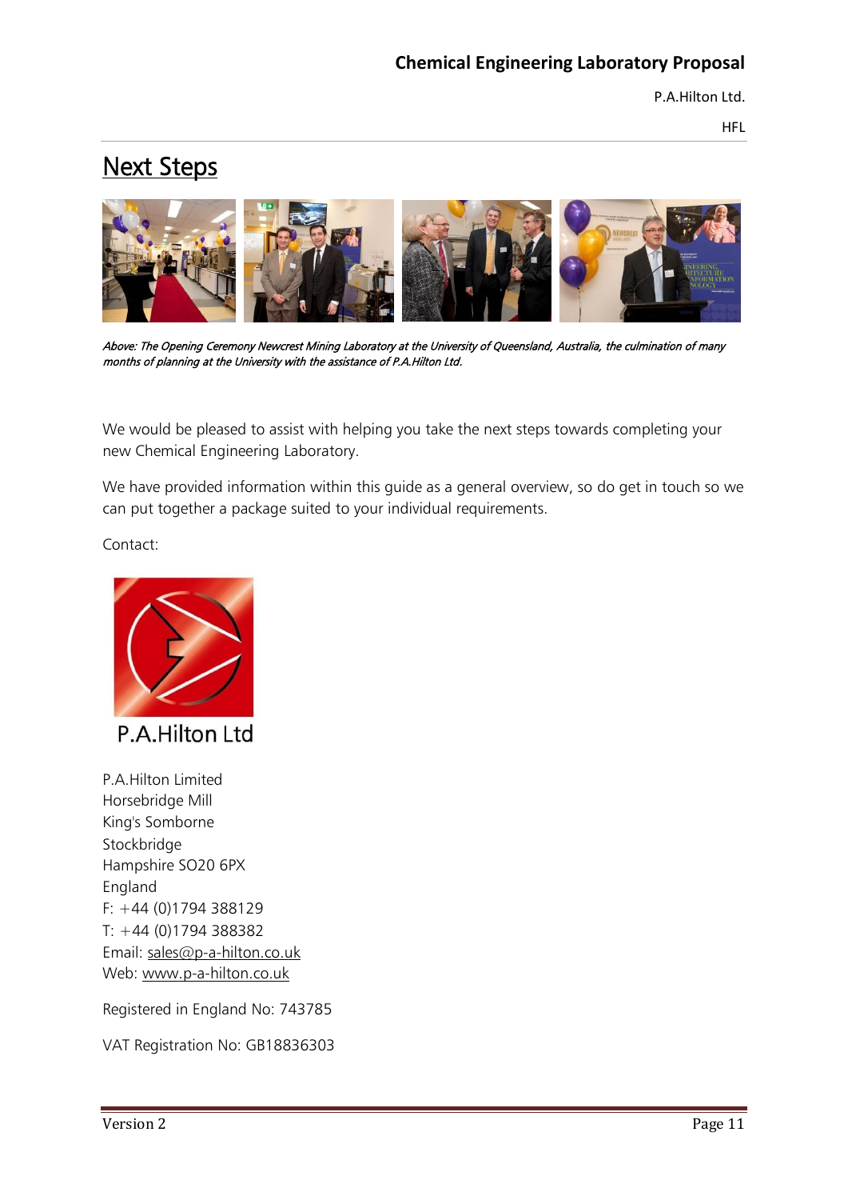## Next Steps

*Above: The Opening Ceremony Newcrest Mining Laboratory at the University of Queensland, Australia, the culmination of many months of planning at the University with the assistance of P.A.Hilton Ltd.*

We would be pleased to assist with helping you take the next steps towards completing your new Chemical Engineering Laboratory.

We have provided information within this guide as a general overview, so do get in touch so we can put together a package suited to your individual requirements.

Contact:

P.A.Hilton Ltd

P.A.Hilton Limited
Horsebridge Mill
King's Somborne
Stockbridge
Hampshire SO20 6PX
England
F: +44 (0)1794 388129
T: +44 (0)1794 388382
Email: sales@p-a-hilton.co.uk
Web: www.p-a-hilton.co.uk

Registered in England No: 743785

VAT Registration No: GB18836303